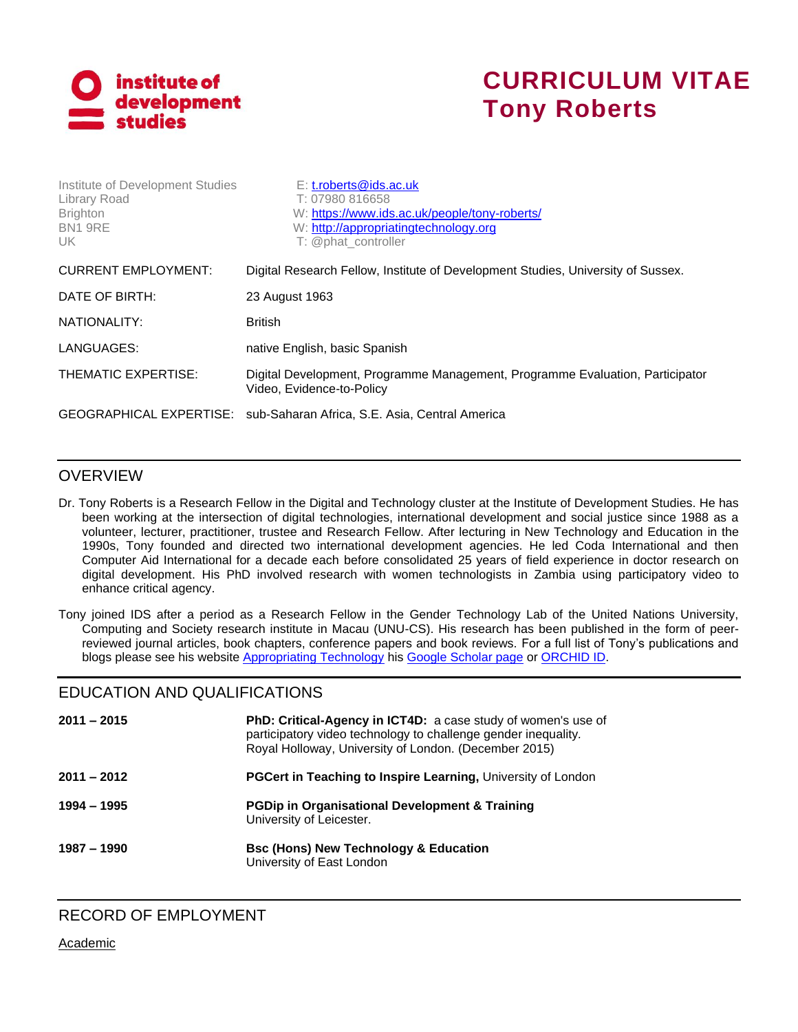institute of development studies

# CURRICULUM VITAE
# Tony Roberts

Institute of Development Studies
Library Road
Brighton
BN1 9RE
UK

E: [t.roberts@ids.ac.uk](mailto:t.roberts@ids.ac.uk)
T: 07980 816658
W: [https://www.ids.ac.uk/people/tony-roberts/](https://www.ids.ac.uk/people/tony-roberts/)
W: [http://appropriatingtechnology.org](http://appropriatingtechnology.org)
T: @phat_controller

| | |
|---|---|
| CURRENT EMPLOYMENT: | Digital Research Fellow, Institute of Development Studies, University of Sussex. |
| DATE OF BIRTH: | 23 August 1963 |
| NATIONALITY: | British |
| LANGUAGES: | native English, basic Spanish |
| THEMATIC EXPERTISE: | Digital Development, Programme Management, Programme Evaluation, Participator Video, Evidence-to-Policy |
| GEOGRAPHICAL EXPERTISE: | sub-Saharan Africa, S.E. Asia, Central America |

## OVERVIEW

Dr. Tony Roberts is a Research Fellow in the Digital and Technology cluster at the Institute of Development Studies. He has been working at the intersection of digital technologies, international development and social justice since 1988 as a volunteer, lecturer, practitioner, trustee and Research Fellow. After lecturing in New Technology and Education in the 1990s, Tony founded and directed two international development agencies. He led Coda International and then Computer Aid International for a decade each before consolidated 25 years of field experience in doctor research on digital development. His PhD involved research with women technologists in Zambia using participatory video to enhance critical agency.

Tony joined IDS after a period as a Research Fellow in the Gender Technology Lab of the United Nations University, Computing and Society research institute in Macau (UNU-CS). His research has been published in the form of peer-reviewed journal articles, book chapters, conference papers and book reviews. For a full list of Tony's publications and blogs please see his website Appropriating Technology his Google Scholar page or ORCHID ID.

## EDUCATION AND QUALIFICATIONS

| | |
|---|---|
| **2011 – 2015** | **PhD: Critical-Agency in ICT4D:** a case study of women's use of participatory video technology to challenge gender inequality. Royal Holloway, University of London. (December 2015) |
| **2011 – 2012** | **PGCert in Teaching to Inspire Learning,** University of London |
| **1994 – 1995** | **PGDip in Organisational Development & Training** University of Leicester. |
| **1987 – 1990** | **Bsc (Hons) New Technology & Education** University of East London |

## RECORD OF EMPLOYMENT

Academic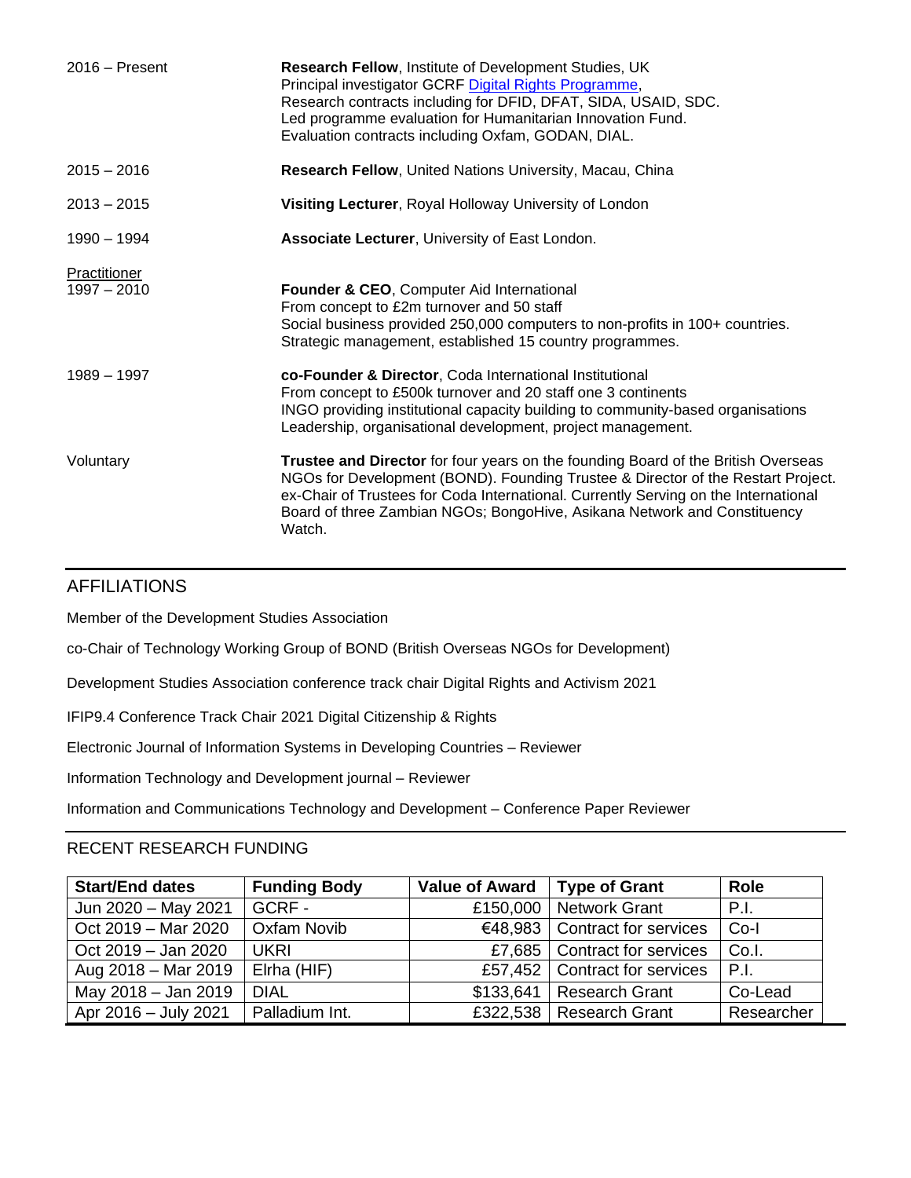2016 – Present

**Research Fellow**, Institute of Development Studies, UK
Principal investigator GCRF Digital Rights Programme,
Research contracts including for DFID, DFAT, SIDA, USAID, SDC.
Led programme evaluation for Humanitarian Innovation Fund.
Evaluation contracts including Oxfam, GODAN, DIAL.

2015 – 2016

**Research Fellow**, United Nations University, Macau, China

2013 – 2015

**Visiting Lecturer**, Royal Holloway University of London

1990 – 1994

**Associate Lecturer**, University of East London.

Practitioner

1997 – 2010

**Founder & CEO**, Computer Aid International
From concept to £2m turnover and 50 staff
Social business provided 250,000 computers to non-profits in 100+ countries.
Strategic management, established 15 country programmes.

1989 – 1997

**co-Founder & Director**, Coda International Institutional
From concept to £500k turnover and 20 staff one 3 continents
INGO providing institutional capacity building to community-based organisations
Leadership, organisational development, project management.

Voluntary

**Trustee and Director** for four years on the founding Board of the British Overseas NGOs for Development (BOND). Founding Trustee & Director of the Restart Project. ex-Chair of Trustees for Coda International. Currently Serving on the International Board of three Zambian NGOs; BongoHive, Asikana Network and Constituency Watch.

## AFFILIATIONS

Member of the Development Studies Association

co-Chair of Technology Working Group of BOND (British Overseas NGOs for Development)

Development Studies Association conference track chair Digital Rights and Activism 2021

IFIP9.4 Conference Track Chair 2021 Digital Citizenship & Rights

Electronic Journal of Information Systems in Developing Countries – Reviewer

Information Technology and Development journal – Reviewer

Information and Communications Technology and Development – Conference Paper Reviewer

## RECENT RESEARCH FUNDING

| Start/End dates | Funding Body | Value of Award | Type of Grant | Role |
|---|---|---|---|---|
| Jun 2020 – May 2021 | GCRF - | £150,000 | Network Grant | P.I. |
| Oct 2019 – Mar 2020 | Oxfam Novib | €48,983 | Contract for services | Co-I |
| Oct 2019 – Jan 2020 | UKRI | £7,685 | Contract for services | Co.I. |
| Aug 2018 – Mar 2019 | Elrha (HIF) | £57,452 | Contract for services | P.I. |
| May 2018 – Jan 2019 | DIAL | $133,641 | Research Grant | Co-Lead |
| Apr 2016 – July 2021 | Palladium Int. | £322,538 | Research Grant | Researcher |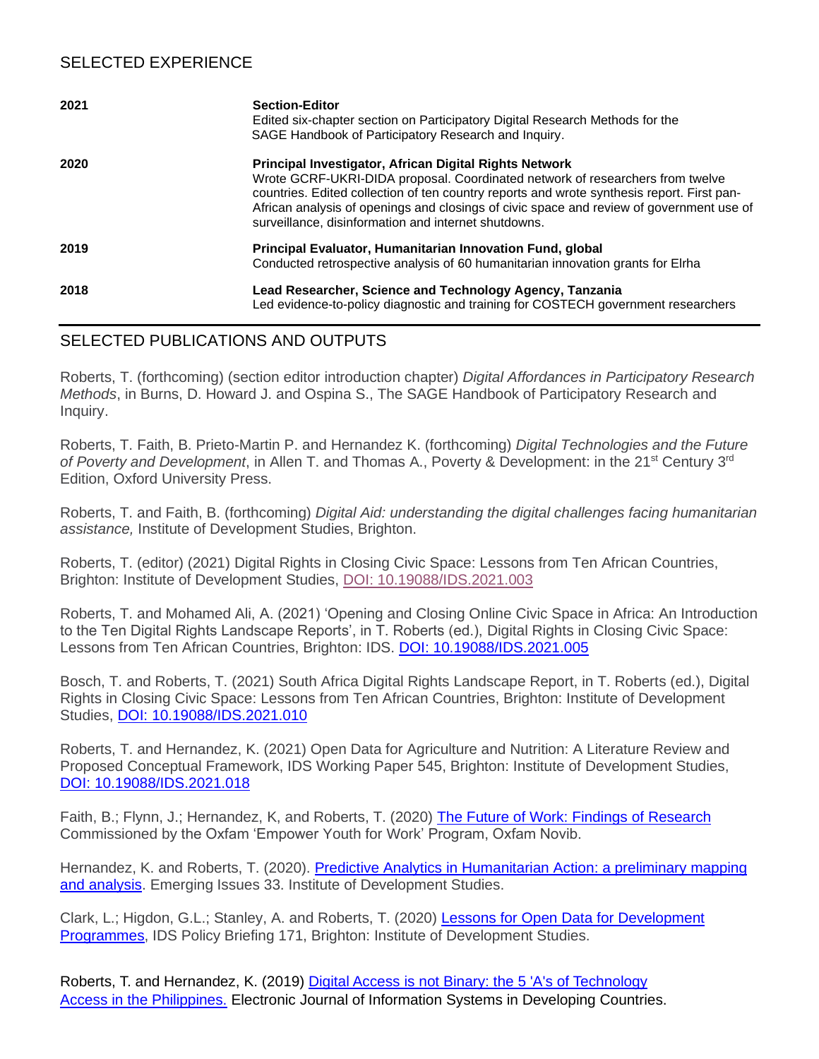## SELECTED EXPERIENCE

| | |
|---|---|
| 2021 | **Section-Editor**<br>Edited six-chapter section on Participatory Digital Research Methods for the SAGE Handbook of Participatory Research and Inquiry. |
| 2020 | **Principal Investigator, African Digital Rights Network**<br>Wrote GCRF-UKRI-DIDA proposal. Coordinated network of researchers from twelve countries. Edited collection of ten country reports and wrote synthesis report. First pan-African analysis of openings and closings of civic space and review of government use of surveillance, disinformation and internet shutdowns. |
| 2019 | **Principal Evaluator, Humanitarian Innovation Fund, global**<br>Conducted retrospective analysis of 60 humanitarian innovation grants for Elrha |
| 2018 | **Lead Researcher, Science and Technology Agency, Tanzania**<br>Led evidence-to-policy diagnostic and training for COSTECH government researchers |

## SELECTED PUBLICATIONS AND OUTPUTS

Roberts, T. (forthcoming) (section editor introduction chapter) *Digital Affordances in Participatory Research Methods*, in Burns, D. Howard J. and Ospina S., The SAGE Handbook of Participatory Research and Inquiry.

Roberts, T. Faith, B. Prieto-Martin P. and Hernandez K. (forthcoming) *Digital Technologies and the Future of Poverty and Development*, in Allen T. and Thomas A., Poverty & Development: in the 21st Century 3rd Edition, Oxford University Press.

Roberts, T. and Faith, B. (forthcoming) *Digital Aid: understanding the digital challenges facing humanitarian assistance,* Institute of Development Studies, Brighton.

Roberts, T. (editor) (2021) Digital Rights in Closing Civic Space: Lessons from Ten African Countries, Brighton: Institute of Development Studies, DOI: 10.19088/IDS.2021.003

Roberts, T. and Mohamed Ali, A. (2021) 'Opening and Closing Online Civic Space in Africa: An Introduction to the Ten Digital Rights Landscape Reports', in T. Roberts (ed.), Digital Rights in Closing Civic Space: Lessons from Ten African Countries, Brighton: IDS. DOI: 10.19088/IDS.2021.005

Bosch, T. and Roberts, T. (2021) South Africa Digital Rights Landscape Report, in T. Roberts (ed.), Digital Rights in Closing Civic Space: Lessons from Ten African Countries, Brighton: Institute of Development Studies, DOI: 10.19088/IDS.2021.010

Roberts, T. and Hernandez, K. (2021) Open Data for Agriculture and Nutrition: A Literature Review and Proposed Conceptual Framework, IDS Working Paper 545, Brighton: Institute of Development Studies, DOI: 10.19088/IDS.2021.018

Faith, B.; Flynn, J.; Hernandez, K, and Roberts, T. (2020) The Future of Work: Findings of Research Commissioned by the Oxfam 'Empower Youth for Work' Program, Oxfam Novib.

Hernandez, K. and Roberts, T. (2020). Predictive Analytics in Humanitarian Action: a preliminary mapping and analysis. Emerging Issues 33. Institute of Development Studies.

Clark, L.; Higdon, G.L.; Stanley, A. and Roberts, T. (2020) Lessons for Open Data for Development Programmes, IDS Policy Briefing 171, Brighton: Institute of Development Studies.

Roberts, T. and Hernandez, K. (2019) Digital Access is not Binary: the 5 'A's of Technology Access in the Philippines. Electronic Journal of Information Systems in Developing Countries.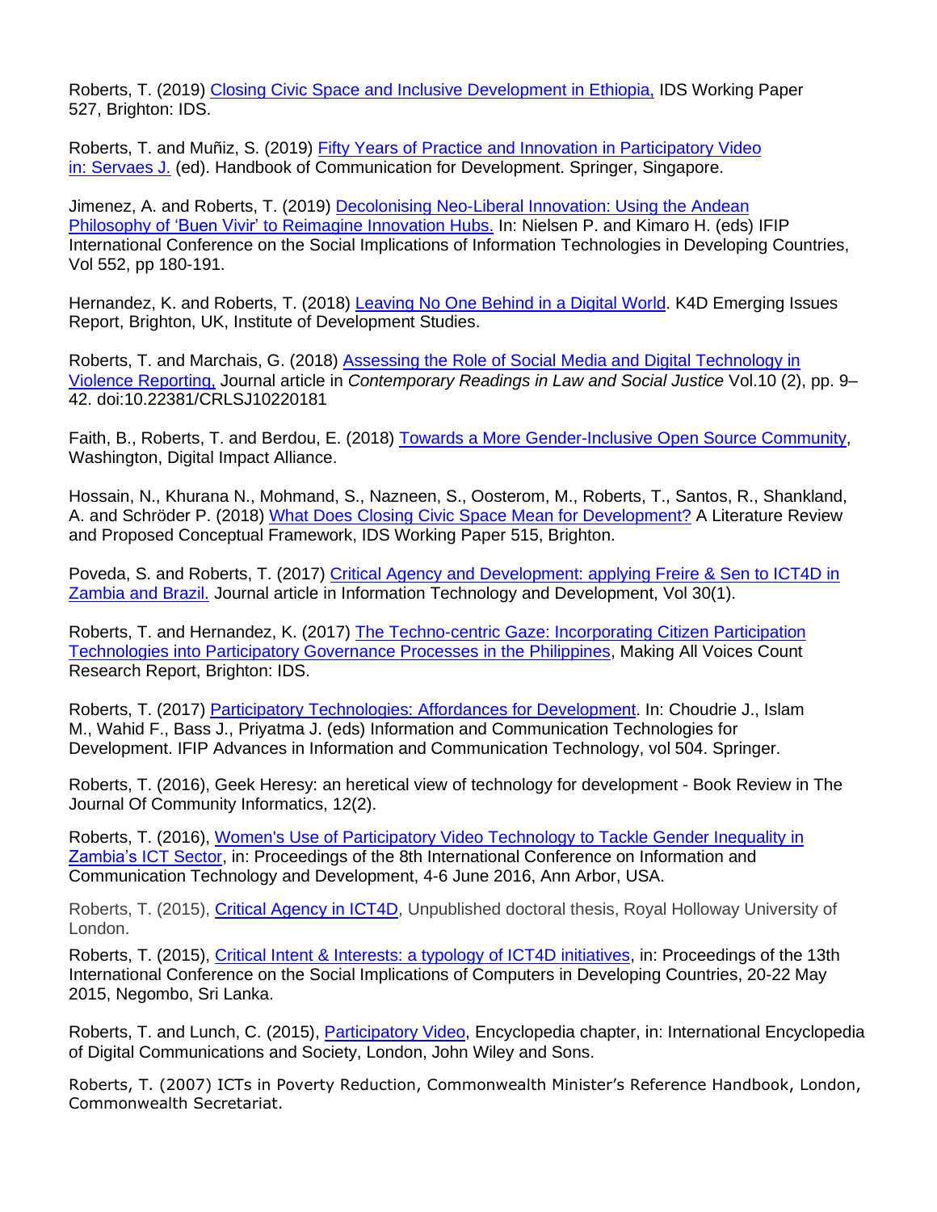Roberts, T. (2019) [Closing Civic Space and Inclusive Development in Ethiopia,] IDS Working Paper 527, Brighton: IDS.

Roberts, T. and Muñiz, S. (2019) Fifty Years of Practice and Innovation in Participatory Video in: Servaes J. (ed). Handbook of Communication for Development. Springer, Singapore.

Jimenez, A. and Roberts, T. (2019) Decolonising Neo-Liberal Innovation: Using the Andean Philosophy of 'Buen Vivir' to Reimagine Innovation Hubs. In: Nielsen P. and Kimaro H. (eds) IFIP International Conference on the Social Implications of Information Technologies in Developing Countries, Vol 552, pp 180-191.

Hernandez, K. and Roberts, T. (2018) Leaving No One Behind in a Digital World. K4D Emerging Issues Report, Brighton, UK, Institute of Development Studies.

Roberts, T. and Marchais, G. (2018) Assessing the Role of Social Media and Digital Technology in Violence Reporting, Journal article in *Contemporary Readings in Law and Social Justice* Vol.10 (2), pp. 9–42. doi:10.22381/CRLSJ10220181

Faith, B., Roberts, T. and Berdou, E. (2018) Towards a More Gender-Inclusive Open Source Community, Washington, Digital Impact Alliance.

Hossain, N., Khurana N., Mohmand, S., Nazneen, S., Oosterom, M., Roberts, T., Santos, R., Shankland, A. and Schröder P. (2018) What Does Closing Civic Space Mean for Development? A Literature Review and Proposed Conceptual Framework, IDS Working Paper 515, Brighton.

Poveda, S. and Roberts, T. (2017) Critical Agency and Development: applying Freire & Sen to ICT4D in Zambia and Brazil. Journal article in Information Technology and Development, Vol 30(1).

Roberts, T. and Hernandez, K. (2017) The Techno-centric Gaze: Incorporating Citizen Participation Technologies into Participatory Governance Processes in the Philippines, Making All Voices Count Research Report, Brighton: IDS.

Roberts, T. (2017) Participatory Technologies: Affordances for Development. In: Choudrie J., Islam M., Wahid F., Bass J., Priyatma J. (eds) Information and Communication Technologies for Development. IFIP Advances in Information and Communication Technology, vol 504. Springer.

Roberts, T. (2016), Geek Heresy: an heretical view of technology for development - Book Review in The Journal Of Community Informatics, 12(2).

Roberts, T. (2016), Women's Use of Participatory Video Technology to Tackle Gender Inequality in Zambia's ICT Sector, in: Proceedings of the 8th International Conference on Information and Communication Technology and Development, 4-6 June 2016, Ann Arbor, USA.

Roberts, T. (2015), Critical Agency in ICT4D, Unpublished doctoral thesis, Royal Holloway University of London.

Roberts, T. (2015), Critical Intent & Interests: a typology of ICT4D initiatives, in: Proceedings of the 13th International Conference on the Social Implications of Computers in Developing Countries, 20-22 May 2015, Negombo, Sri Lanka.

Roberts, T. and Lunch, C. (2015), Participatory Video, Encyclopedia chapter, in: International Encyclopedia of Digital Communications and Society, London, John Wiley and Sons.

Roberts, T. (2007) ICTs in Poverty Reduction, Commonwealth Minister's Reference Handbook, London, Commonwealth Secretariat.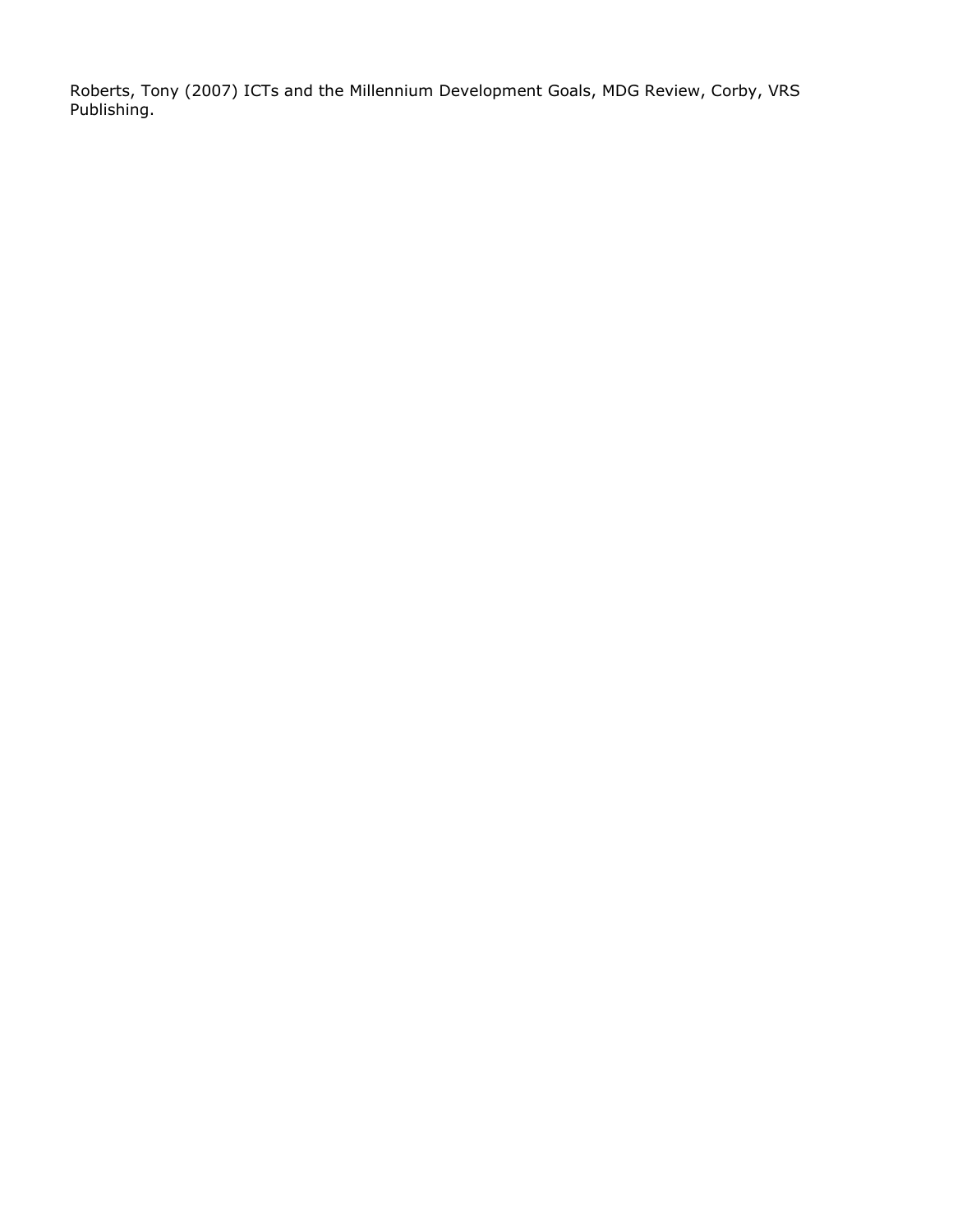Roberts, Tony (2007) ICTs and the Millennium Development Goals, MDG Review, Corby, VRS Publishing.